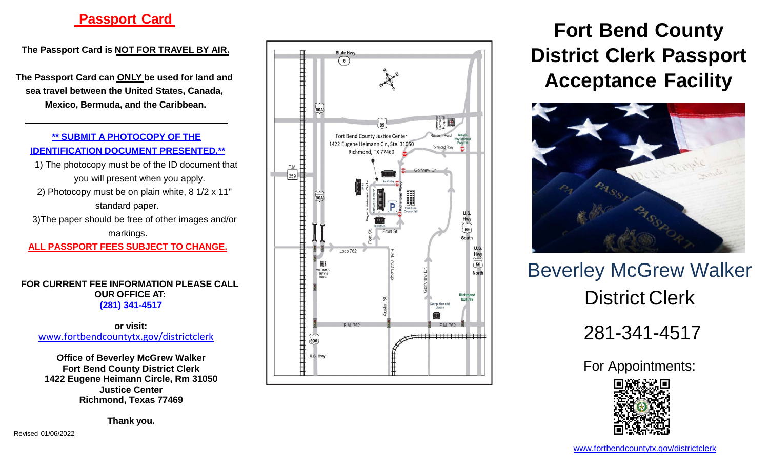# Passport Card

**The Passport Card is NOT FOR TRAVEL BY AIR.**

**The Passport Card can ONLY be used for land and sea travel between the United States, Canada, Mexico, Bermuda, and the Caribbean.**

---

**** SUBMIT A PHOTOCOPY OF THE IDENTIFICATION DOCUMENT PRESENTED.****

1) The photocopy must be of the ID document that you will present when you apply.
2) Photocopy must be on plain white, 8 1/2 x 11" standard paper.
3) The paper should be free of other images and/or markings.

**ALL PASSPORT FEES SUBJECT TO CHANGE.**

**FOR CURRENT FEE INFORMATION PLEASE CALL OUR OFFICE AT:**
**(281) 341-4517**

**or visit:**
www.fortbendcountytx.gov/districtclerk

**Office of Beverley McGrew Walker**
**Fort Bend County District Clerk**
**1422 Eugene Heimann Circle, Rm 31050**
**Justice Center**
**Richmond, Texas 77469**

**Thank you.**

Revised 01/06/2022

Fort Bend County Justice Center
1422 Eugene Heimann Cir., Ste. 31050
Richmond, TX 77469

# Fort Bend County District Clerk Passport Acceptance Facility

Beverley McGrew Walker
District Clerk

281-341-4517

For Appointments:

www.fortbendcountytx.gov/districtclerk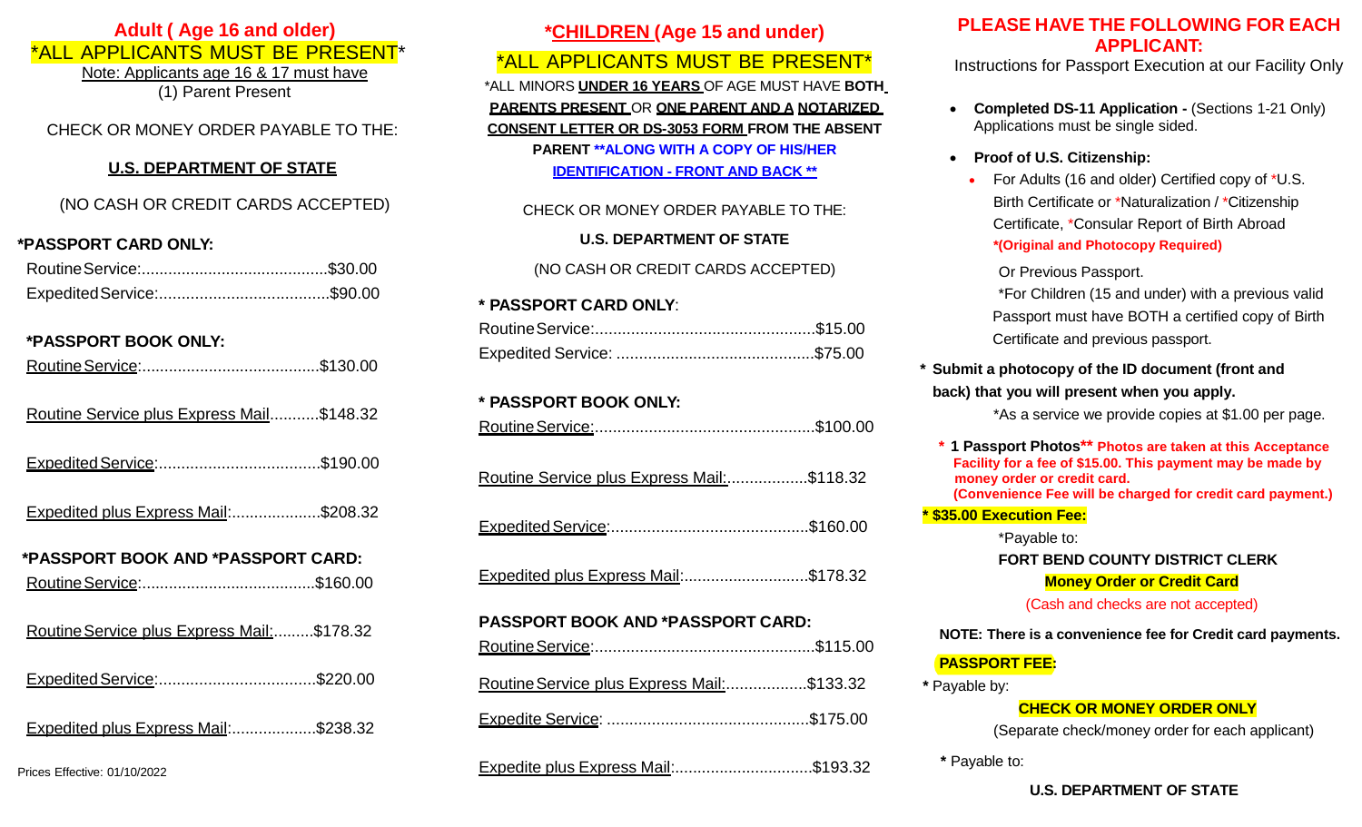## Adult ( Age 16 and older)

*ALL APPLICANTS MUST BE PRESENT*

Note: Applicants age 16 & 17 must have (1) Parent Present

CHECK OR MONEY ORDER PAYABLE TO THE:

**U.S. DEPARTMENT OF STATE**

(NO CASH OR CREDIT CARDS ACCEPTED)

**\*PASSPORT CARD ONLY:**

Routine Service:..........................................$30.00

Expedited Service:......................................$90.00

**\*PASSPORT BOOK ONLY:**

Routine Service:........................................$130.00

Routine Service plus Express Mail...........$148.32

Expedited Service:....................................$190.00

Expedited plus Express Mail:....................$208.32

**\*PASSPORT BOOK AND \*PASSPORT CARD:**

Routine Service:.......................................$160.00

Routine Service plus Express Mail:..........$178.32

Expedited Service:...................................$220.00

Expedited plus Express Mail:...................$238.32

Prices Effective: 01/10/2022

## *CHILDREN (Age 15 and under)

*ALL APPLICANTS MUST BE PRESENT*

*ALL MINORS **UNDER 16 YEARS** OF AGE MUST HAVE **BOTH PARENTS PRESENT** OR **ONE PARENT AND A NOTARIZED CONSENT LETTER OR DS-3053 FORM FROM THE ABSENT PARENT \*\*ALONG WITH A COPY OF HIS/HER IDENTIFICATION - FRONT AND BACK \*\***

CHECK OR MONEY ORDER PAYABLE TO THE:

**U.S. DEPARTMENT OF STATE**

(NO CASH OR CREDIT CARDS ACCEPTED)

**\* PASSPORT CARD ONLY**:

Routine Service:.................................................$15.00

Expedited Service: ............................................$75.00

**\* PASSPORT BOOK ONLY:**

Routine Service:.................................................$100.00

Routine Service plus Express Mail:.................$118.32

Expedited Service:............................................$160.00

Expedited plus Express Mail:............................$178.32

**PASSPORT BOOK AND \*PASSPORT CARD:**

Routine Service:.................................................$115.00

Routine Service plus Express Mail:.................$133.32

Expedite Service: ............................................$175.00

Expedite plus Express Mail:...............................$193.32

## PLEASE HAVE THE FOLLOWING FOR EACH APPLICANT:

Instructions for Passport Execution at our Facility Only

- **Completed DS-11 Application -** (Sections 1-21 Only) Applications must be single sided.
- **Proof of U.S. Citizenship:**
  - For Adults (16 and older) Certified copy of *U.S. Birth Certificate or *Naturalization / *Citizenship Certificate, *Consular Report of Birth Abroad **\*(Original and Photocopy Required)**

    Or Previous Passport.

    *For Children (15 and under) with a previous valid Passport must have BOTH a certified copy of Birth Certificate and previous passport.

**\* Submit a photocopy of the ID document (front and back) that you will present when you apply.**

*As a service we provide copies at $1.00 per page.

**\* 1 Passport Photos\*\* Photos are taken at this Acceptance Facility for a fee of $15.00. This payment may be made by money order or credit card. (Convenience Fee will be charged for credit card payment.)**

**\* $35.00 Execution Fee:**

*Payable to:

**FORT BEND COUNTY DISTRICT CLERK**

**Money Order or Credit Card**

(Cash and checks are not accepted)

**NOTE: There is a convenience fee for Credit card payments.**

**PASSPORT FEE:**

**\*** Payable by:

**CHECK OR MONEY ORDER ONLY**

(Separate check/money order for each applicant)

**\*** Payable to:

**U.S. DEPARTMENT OF STATE**